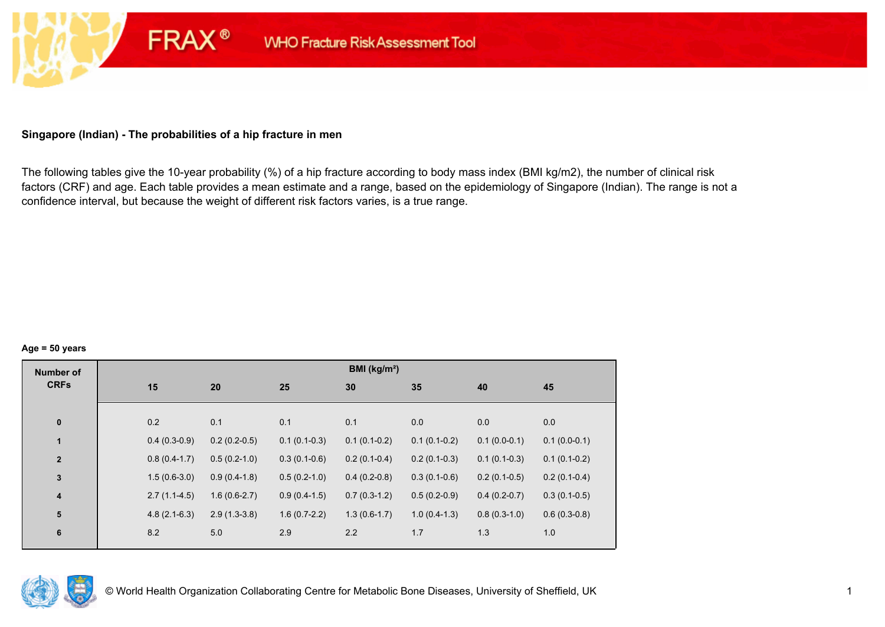FRAX® WHO Fracture Risk Assessment Tool

## Singapore (Indian) - The probabilities of a hip fracture in men

The following tables give the 10-year probability (%) of a hip fracture according to body mass index (BMI kg/m2), the number of clinical risk factors (CRF) and age. Each table provides a mean estimate and a range, based on the epidemiology of Singapore (Indian). The range is not a confidence interval, but because the weight of different risk factors varies, is a true range.

**Age = 50 years**

| Number of CRFs | BMI (kg/m²) | | | | | | |
|---|---|---|---|---|---|---|---|
| | 15 | 20 | 25 | 30 | 35 | 40 | 45 |
| 0 | 0.2 | 0.1 | 0.1 | 0.1 | 0.0 | 0.0 | 0.0 |
| 1 | 0.4 (0.3-0.9) | 0.2 (0.2-0.5) | 0.1 (0.1-0.3) | 0.1 (0.1-0.2) | 0.1 (0.1-0.2) | 0.1 (0.0-0.1) | 0.1 (0.0-0.1) |
| 2 | 0.8 (0.4-1.7) | 0.5 (0.2-1.0) | 0.3 (0.1-0.6) | 0.2 (0.1-0.4) | 0.2 (0.1-0.3) | 0.1 (0.1-0.3) | 0.1 (0.1-0.2) |
| 3 | 1.5 (0.6-3.0) | 0.9 (0.4-1.8) | 0.5 (0.2-1.0) | 0.4 (0.2-0.8) | 0.3 (0.1-0.6) | 0.2 (0.1-0.5) | 0.2 (0.1-0.4) |
| 4 | 2.7 (1.1-4.5) | 1.6 (0.6-2.7) | 0.9 (0.4-1.5) | 0.7 (0.3-1.2) | 0.5 (0.2-0.9) | 0.4 (0.2-0.7) | 0.3 (0.1-0.5) |
| 5 | 4.8 (2.1-6.3) | 2.9 (1.3-3.8) | 1.6 (0.7-2.2) | 1.3 (0.6-1.7) | 1.0 (0.4-1.3) | 0.8 (0.3-1.0) | 0.6 (0.3-0.8) |
| 6 | 8.2 | 5.0 | 2.9 | 2.2 | 1.7 | 1.3 | 1.0 |

© World Health Organization Collaborating Centre for Metabolic Bone Diseases, University of Sheffield, UK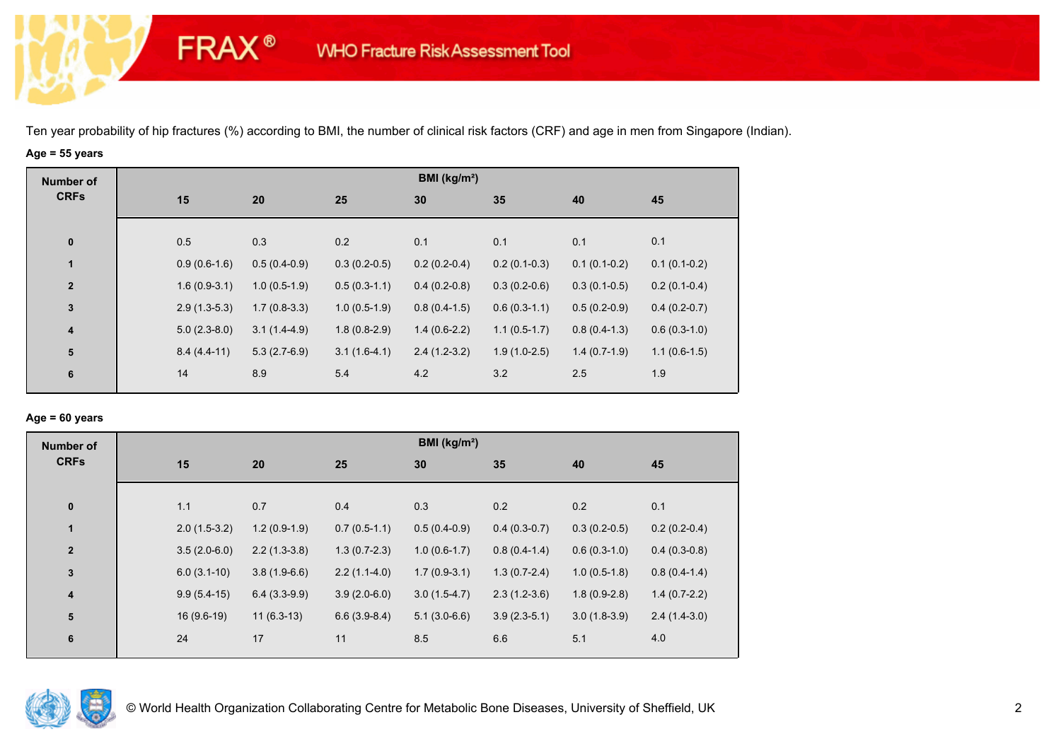FRAX® WHO Fracture Risk Assessment Tool

Ten year probability of hip fractures (%) according to BMI, the number of clinical risk factors (CRF) and age in men from Singapore (Indian).

**Age = 55 years**

| Number of CRFs | BMI (kg/m²) | | | | | | |
|---|---|---|---|---|---|---|---|
| | 15 | 20 | 25 | 30 | 35 | 40 | 45 |
| 0 | 0.5 | 0.3 | 0.2 | 0.1 | 0.1 | 0.1 | 0.1 |
| 1 | 0.9 (0.6-1.6) | 0.5 (0.4-0.9) | 0.3 (0.2-0.5) | 0.2 (0.2-0.4) | 0.2 (0.1-0.3) | 0.1 (0.1-0.2) | 0.1 (0.1-0.2) |
| 2 | 1.6 (0.9-3.1) | 1.0 (0.5-1.9) | 0.5 (0.3-1.1) | 0.4 (0.2-0.8) | 0.3 (0.2-0.6) | 0.3 (0.1-0.5) | 0.2 (0.1-0.4) |
| 3 | 2.9 (1.3-5.3) | 1.7 (0.8-3.3) | 1.0 (0.5-1.9) | 0.8 (0.4-1.5) | 0.6 (0.3-1.1) | 0.5 (0.2-0.9) | 0.4 (0.2-0.7) |
| 4 | 5.0 (2.3-8.0) | 3.1 (1.4-4.9) | 1.8 (0.8-2.9) | 1.4 (0.6-2.2) | 1.1 (0.5-1.7) | 0.8 (0.4-1.3) | 0.6 (0.3-1.0) |
| 5 | 8.4 (4.4-11) | 5.3 (2.7-6.9) | 3.1 (1.6-4.1) | 2.4 (1.2-3.2) | 1.9 (1.0-2.5) | 1.4 (0.7-1.9) | 1.1 (0.6-1.5) |
| 6 | 14 | 8.9 | 5.4 | 4.2 | 3.2 | 2.5 | 1.9 |

**Age = 60 years**

| Number of CRFs | BMI (kg/m²) | | | | | | |
|---|---|---|---|---|---|---|---|
| | 15 | 20 | 25 | 30 | 35 | 40 | 45 |
| 0 | 1.1 | 0.7 | 0.4 | 0.3 | 0.2 | 0.2 | 0.1 |
| 1 | 2.0 (1.5-3.2) | 1.2 (0.9-1.9) | 0.7 (0.5-1.1) | 0.5 (0.4-0.9) | 0.4 (0.3-0.7) | 0.3 (0.2-0.5) | 0.2 (0.2-0.4) |
| 2 | 3.5 (2.0-6.0) | 2.2 (1.3-3.8) | 1.3 (0.7-2.3) | 1.0 (0.6-1.7) | 0.8 (0.4-1.4) | 0.6 (0.3-1.0) | 0.4 (0.3-0.8) |
| 3 | 6.0 (3.1-10) | 3.8 (1.9-6.6) | 2.2 (1.1-4.0) | 1.7 (0.9-3.1) | 1.3 (0.7-2.4) | 1.0 (0.5-1.8) | 0.8 (0.4-1.4) |
| 4 | 9.9 (5.4-15) | 6.4 (3.3-9.9) | 3.9 (2.0-6.0) | 3.0 (1.5-4.7) | 2.3 (1.2-3.6) | 1.8 (0.9-2.8) | 1.4 (0.7-2.2) |
| 5 | 16 (9.6-19) | 11 (6.3-13) | 6.6 (3.9-8.4) | 5.1 (3.0-6.6) | 3.9 (2.3-5.1) | 3.0 (1.8-3.9) | 2.4 (1.4-3.0) |
| 6 | 24 | 17 | 11 | 8.5 | 6.6 | 5.1 | 4.0 |

© World Health Organization Collaborating Centre for Metabolic Bone Diseases, University of Sheffield, UK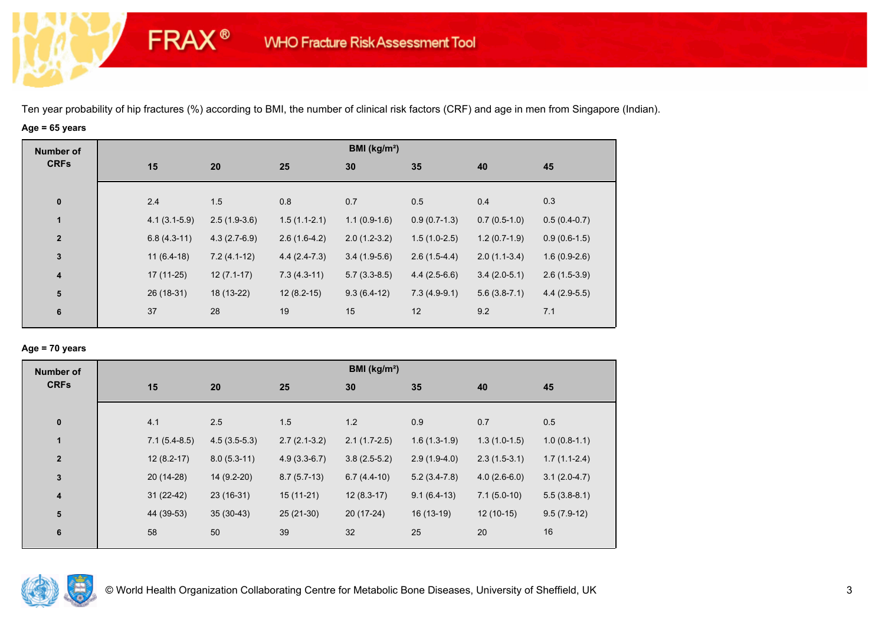Ten year probability of hip fractures (%) according to BMI, the number of clinical risk factors (CRF) and age in men from Singapore (Indian).

**Age = 65 years**

| Number of CRFs | BMI (kg/m²) | | | | | | |
|---|---|---|---|---|---|---|---|
| | 15 | 20 | 25 | 30 | 35 | 40 | 45 |
| 0 | 2.4 | 1.5 | 0.8 | 0.7 | 0.5 | 0.4 | 0.3 |
| 1 | 4.1 (3.1-5.9) | 2.5 (1.9-3.6) | 1.5 (1.1-2.1) | 1.1 (0.9-1.6) | 0.9 (0.7-1.3) | 0.7 (0.5-1.0) | 0.5 (0.4-0.7) |
| 2 | 6.8 (4.3-11) | 4.3 (2.7-6.9) | 2.6 (1.6-4.2) | 2.0 (1.2-3.2) | 1.5 (1.0-2.5) | 1.2 (0.7-1.9) | 0.9 (0.6-1.5) |
| 3 | 11 (6.4-18) | 7.2 (4.1-12) | 4.4 (2.4-7.3) | 3.4 (1.9-5.6) | 2.6 (1.5-4.4) | 2.0 (1.1-3.4) | 1.6 (0.9-2.6) |
| 4 | 17 (11-25) | 12 (7.1-17) | 7.3 (4.3-11) | 5.7 (3.3-8.5) | 4.4 (2.5-6.6) | 3.4 (2.0-5.1) | 2.6 (1.5-3.9) |
| 5 | 26 (18-31) | 18 (13-22) | 12 (8.2-15) | 9.3 (6.4-12) | 7.3 (4.9-9.1) | 5.6 (3.8-7.1) | 4.4 (2.9-5.5) |
| 6 | 37 | 28 | 19 | 15 | 12 | 9.2 | 7.1 |

**Age = 70 years**

| Number of CRFs | BMI (kg/m²) | | | | | | |
|---|---|---|---|---|---|---|---|
| | 15 | 20 | 25 | 30 | 35 | 40 | 45 |
| 0 | 4.1 | 2.5 | 1.5 | 1.2 | 0.9 | 0.7 | 0.5 |
| 1 | 7.1 (5.4-8.5) | 4.5 (3.5-5.3) | 2.7 (2.1-3.2) | 2.1 (1.7-2.5) | 1.6 (1.3-1.9) | 1.3 (1.0-1.5) | 1.0 (0.8-1.1) |
| 2 | 12 (8.2-17) | 8.0 (5.3-11) | 4.9 (3.3-6.7) | 3.8 (2.5-5.2) | 2.9 (1.9-4.0) | 2.3 (1.5-3.1) | 1.7 (1.1-2.4) |
| 3 | 20 (14-28) | 14 (9.2-20) | 8.7 (5.7-13) | 6.7 (4.4-10) | 5.2 (3.4-7.8) | 4.0 (2.6-6.0) | 3.1 (2.0-4.7) |
| 4 | 31 (22-42) | 23 (16-31) | 15 (11-21) | 12 (8.3-17) | 9.1 (6.4-13) | 7.1 (5.0-10) | 5.5 (3.8-8.1) |
| 5 | 44 (39-53) | 35 (30-43) | 25 (21-30) | 20 (17-24) | 16 (13-19) | 12 (10-15) | 9.5 (7.9-12) |
| 6 | 58 | 50 | 39 | 32 | 25 | 20 | 16 |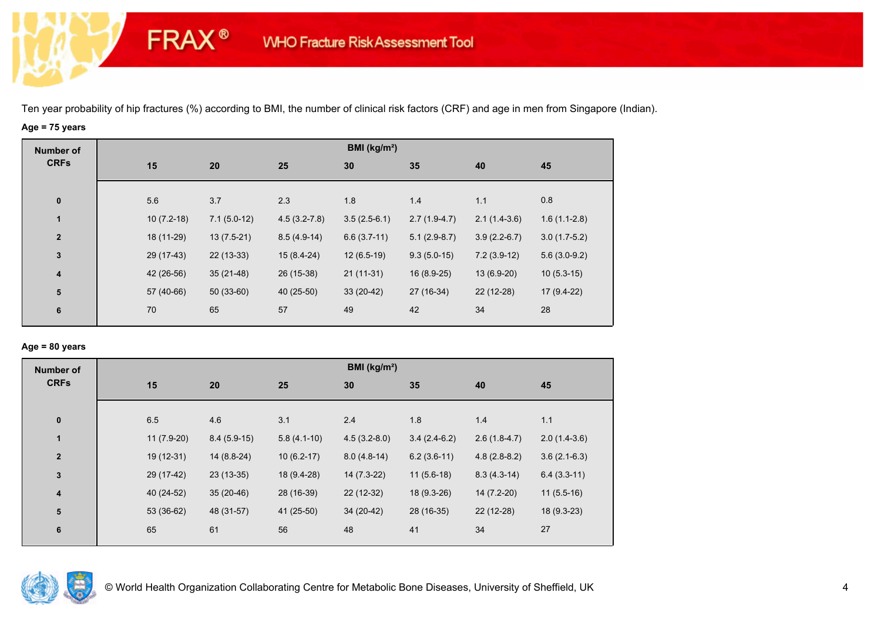# FRAX® WHO Fracture Risk Assessment Tool

Ten year probability of hip fractures (%) according to BMI, the number of clinical risk factors (CRF) and age in men from Singapore (Indian).

**Age = 75 years**

| Number of CRFs | BMI (kg/m²) | | | | | | |
|---|---|---|---|---|---|---|---|
| | 15 | 20 | 25 | 30 | 35 | 40 | 45 |
| 0 | 5.6 | 3.7 | 2.3 | 1.8 | 1.4 | 1.1 | 0.8 |
| 1 | 10 (7.2-18) | 7.1 (5.0-12) | 4.5 (3.2-7.8) | 3.5 (2.5-6.1) | 2.7 (1.9-4.7) | 2.1 (1.4-3.6) | 1.6 (1.1-2.8) |
| 2 | 18 (11-29) | 13 (7.5-21) | 8.5 (4.9-14) | 6.6 (3.7-11) | 5.1 (2.9-8.7) | 3.9 (2.2-6.7) | 3.0 (1.7-5.2) |
| 3 | 29 (17-43) | 22 (13-33) | 15 (8.4-24) | 12 (6.5-19) | 9.3 (5.0-15) | 7.2 (3.9-12) | 5.6 (3.0-9.2) |
| 4 | 42 (26-56) | 35 (21-48) | 26 (15-38) | 21 (11-31) | 16 (8.9-25) | 13 (6.9-20) | 10 (5.3-15) |
| 5 | 57 (40-66) | 50 (33-60) | 40 (25-50) | 33 (20-42) | 27 (16-34) | 22 (12-28) | 17 (9.4-22) |
| 6 | 70 | 65 | 57 | 49 | 42 | 34 | 28 |

**Age = 80 years**

| Number of CRFs | BMI (kg/m²) | | | | | | |
|---|---|---|---|---|---|---|---|
| | 15 | 20 | 25 | 30 | 35 | 40 | 45 |
| 0 | 6.5 | 4.6 | 3.1 | 2.4 | 1.8 | 1.4 | 1.1 |
| 1 | 11 (7.9-20) | 8.4 (5.9-15) | 5.8 (4.1-10) | 4.5 (3.2-8.0) | 3.4 (2.4-6.2) | 2.6 (1.8-4.7) | 2.0 (1.4-3.6) |
| 2 | 19 (12-31) | 14 (8.8-24) | 10 (6.2-17) | 8.0 (4.8-14) | 6.2 (3.6-11) | 4.8 (2.8-8.2) | 3.6 (2.1-6.3) |
| 3 | 29 (17-42) | 23 (13-35) | 18 (9.4-28) | 14 (7.3-22) | 11 (5.6-18) | 8.3 (4.3-14) | 6.4 (3.3-11) |
| 4 | 40 (24-52) | 35 (20-46) | 28 (16-39) | 22 (12-32) | 18 (9.3-26) | 14 (7.2-20) | 11 (5.5-16) |
| 5 | 53 (36-62) | 48 (31-57) | 41 (25-50) | 34 (20-42) | 28 (16-35) | 22 (12-28) | 18 (9.3-23) |
| 6 | 65 | 61 | 56 | 48 | 41 | 34 | 27 |

© World Health Organization Collaborating Centre for Metabolic Bone Diseases, University of Sheffield, UK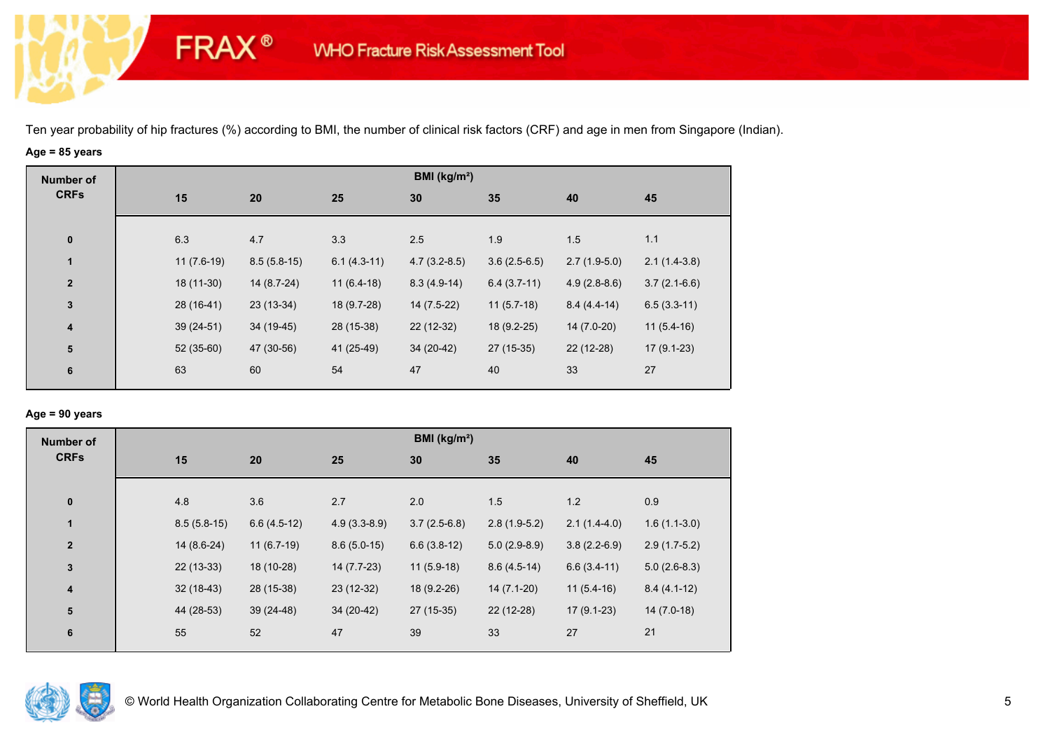# FRAX® WHO Fracture Risk Assessment Tool

Ten year probability of hip fractures (%) according to BMI, the number of clinical risk factors (CRF) and age in men from Singapore (Indian).

**Age = 85 years**

| Number of CRFs | BMI (kg/m²) | | | | | | |
|---|---|---|---|---|---|---|---|
| | 15 | 20 | 25 | 30 | 35 | 40 | 45 |
| 0 | 6.3 | 4.7 | 3.3 | 2.5 | 1.9 | 1.5 | 1.1 |
| 1 | 11 (7.6-19) | 8.5 (5.8-15) | 6.1 (4.3-11) | 4.7 (3.2-8.5) | 3.6 (2.5-6.5) | 2.7 (1.9-5.0) | 2.1 (1.4-3.8) |
| 2 | 18 (11-30) | 14 (8.7-24) | 11 (6.4-18) | 8.3 (4.9-14) | 6.4 (3.7-11) | 4.9 (2.8-8.6) | 3.7 (2.1-6.6) |
| 3 | 28 (16-41) | 23 (13-34) | 18 (9.7-28) | 14 (7.5-22) | 11 (5.7-18) | 8.4 (4.4-14) | 6.5 (3.3-11) |
| 4 | 39 (24-51) | 34 (19-45) | 28 (15-38) | 22 (12-32) | 18 (9.2-25) | 14 (7.0-20) | 11 (5.4-16) |
| 5 | 52 (35-60) | 47 (30-56) | 41 (25-49) | 34 (20-42) | 27 (15-35) | 22 (12-28) | 17 (9.1-23) |
| 6 | 63 | 60 | 54 | 47 | 40 | 33 | 27 |

**Age = 90 years**

| Number of CRFs | BMI (kg/m²) | | | | | | |
|---|---|---|---|---|---|---|---|
| | 15 | 20 | 25 | 30 | 35 | 40 | 45 |
| 0 | 4.8 | 3.6 | 2.7 | 2.0 | 1.5 | 1.2 | 0.9 |
| 1 | 8.5 (5.8-15) | 6.6 (4.5-12) | 4.9 (3.3-8.9) | 3.7 (2.5-6.8) | 2.8 (1.9-5.2) | 2.1 (1.4-4.0) | 1.6 (1.1-3.0) |
| 2 | 14 (8.6-24) | 11 (6.7-19) | 8.6 (5.0-15) | 6.6 (3.8-12) | 5.0 (2.9-8.9) | 3.8 (2.2-6.9) | 2.9 (1.7-5.2) |
| 3 | 22 (13-33) | 18 (10-28) | 14 (7.7-23) | 11 (5.9-18) | 8.6 (4.5-14) | 6.6 (3.4-11) | 5.0 (2.6-8.3) |
| 4 | 32 (18-43) | 28 (15-38) | 23 (12-32) | 18 (9.2-26) | 14 (7.1-20) | 11 (5.4-16) | 8.4 (4.1-12) |
| 5 | 44 (28-53) | 39 (24-48) | 34 (20-42) | 27 (15-35) | 22 (12-28) | 17 (9.1-23) | 14 (7.0-18) |
| 6 | 55 | 52 | 47 | 39 | 33 | 27 | 21 |

© World Health Organization Collaborating Centre for Metabolic Bone Diseases, University of Sheffield, UK